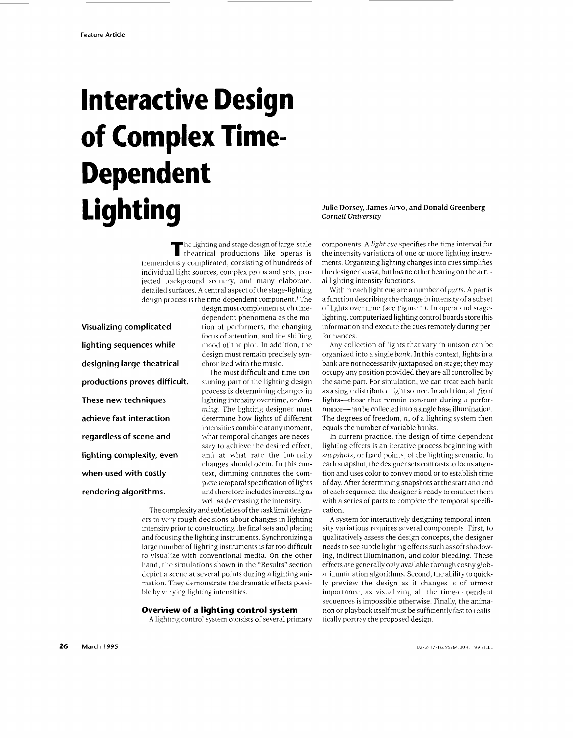Feature Article

# Interactive Design of Complex Time-Dependent Lighting

**Julie Dorsey, James Arvo, and Donald Greenberg**
*Cornell University*

**Visualizing complicated lighting sequences while designing large theatrical productions proves difficult. These new techniques achieve fast interaction regardless of scene and lighting complexity, even when used with costly rendering algorithms.**

The lighting and stage design of large-scale theatrical productions like operas is tremendously complicated, consisting of hundreds of individual light sources, complex props and sets, projected background scenery, and many elaborate, detailed surfaces. A central aspect of the stage-lighting design process is the time-dependent component.[1] The design must complement such time-dependent phenomena as the motion of performers, the changing focus of attention, and the shifting mood of the plot. In addition, the design must remain precisely synchronized with the music.

The most difficult and time-consuming part of the lighting design process is determining changes in lighting intensity over time, or *dimming*. The lighting designer must determine how lights of different intensities combine at any moment, what temporal changes are necessary to achieve the desired effect, and at what rate the intensity changes should occur. In this context, dimming connotes the complete temporal specification of lights and therefore includes increasing as well as decreasing the intensity.

The complexity and subtleties of the task limit designers to very rough decisions about changes in lighting intensity prior to constructing the final sets and placing and focusing the lighting instruments. Synchronizing a large number of lighting instruments is far too difficult to visualize with conventional media. On the other hand, the simulations shown in the "Results" section depict a scene at several points during a lighting animation. They demonstrate the dramatic effects possible by varying lighting intensities.

## Overview of a lighting control system

A lighting control system consists of several primary components. A *light cue* specifies the time interval for the intensity variations of one or more lighting instruments. Organizing lighting changes into cues simplifies the designer's task, but has no other bearing on the actual lighting intensity functions.

Within each light cue are a number of *parts*. A part is a function describing the change in intensity of a subset of lights over time (see Figure 1). In opera and stage-lighting, computerized lighting control boards store this information and execute the cues remotely during performances.

Any collection of lights that vary in unison can be organized into a single *bank*. In this context, lights in a bank are not necessarily juxtaposed on stage; they may occupy any position provided they are all controlled by the same part. For simulation, we can treat each bank as a single distributed light source. In addition, all *fixed* lights—those that remain constant during a performance—can be collected into a single base illumination. The degrees of freedom, $n$, of a lighting system then equals the number of variable banks.

In current practice, the design of time-dependent lighting effects is an iterative process beginning with *snapshots*, or fixed points, of the lighting scenario. In each snapshot, the designer sets contrasts to focus attention and uses color to convey mood or to establish time of day. After determining snapshots at the start and end of each sequence, the designer is ready to connect them with a series of parts to complete the temporal specification.

A system for interactively designing temporal intensity variations requires several components. First, to qualitatively assess the design concepts, the designer needs to see subtle lighting effects such as soft shadowing, indirect illumination, and color bleeding. These effects are generally only available through costly global illumination algorithms. Second, the ability to quickly preview the design as it changes is of utmost importance, as visualizing all the time-dependent sequences is impossible otherwise. Finally, the animation or playback itself must be sufficiently fast to realistically portray the proposed design.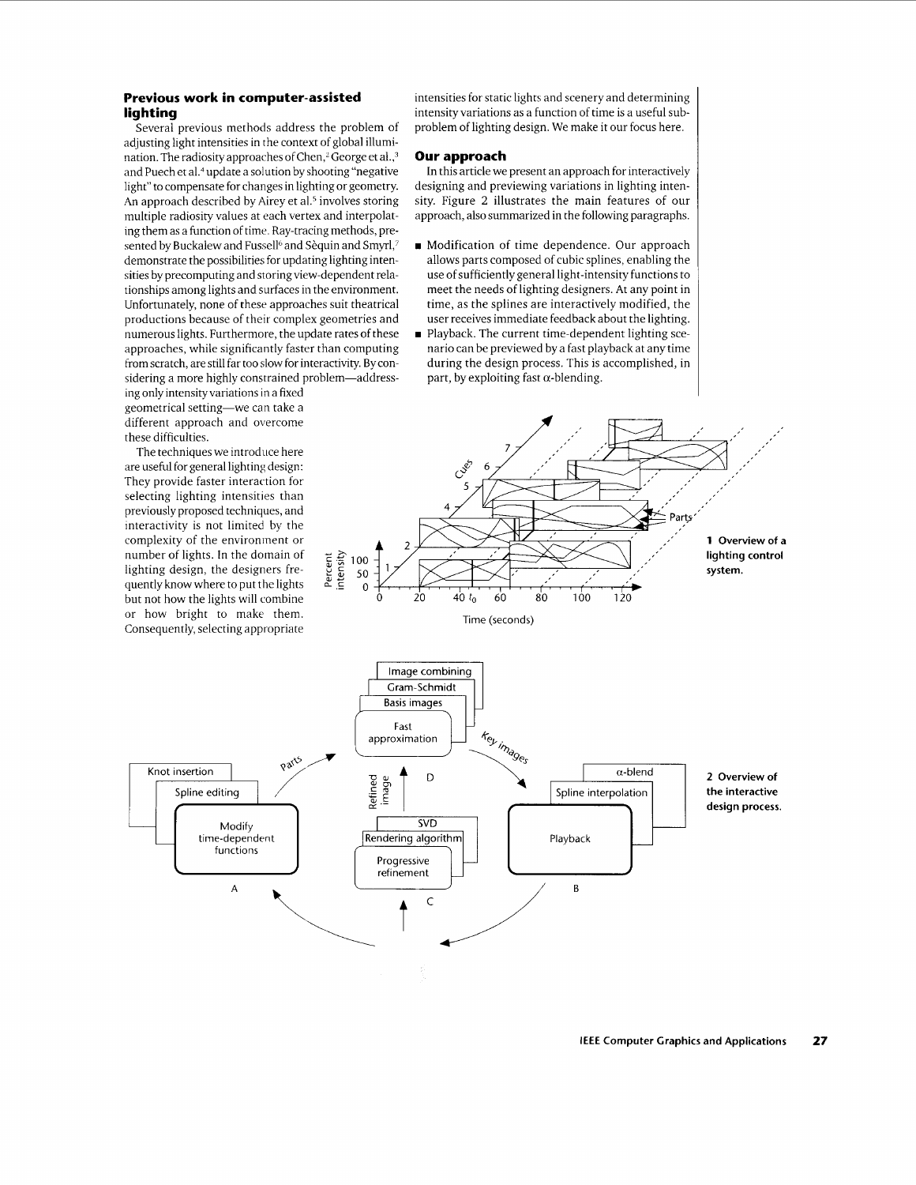## Previous work in computer-assisted lighting

Several previous methods address the problem of adjusting light intensities in the context of global illumination. The radiosity approaches of Chen,[2] George et al.,[3] and Puech et al.[4] update a solution by shooting "negative light" to compensate for changes in lighting or geometry. An approach described by Airey et al.[5] involves storing multiple radiosity values at each vertex and interpolating them as a function of time. Ray-tracing methods, presented by Buckalew and Fussell[6] and Sèquin and Smyrl,[7] demonstrate the possibilities for updating lighting intensities by precomputing and storing view-dependent relationships among lights and surfaces in the environment. Unfortunately, none of these approaches suit theatrical productions because of their complex geometries and numerous lights. Furthermore, the update rates of these approaches, while significantly faster than computing from scratch, are still far too slow for interactivity. By considering a more highly constrained problem—addressing only intensity variations in a fixed geometrical setting—we can take a different approach and overcome these difficulties.

The techniques we introduce here are useful for general lighting design: They provide faster interaction for selecting lighting intensities than previously proposed techniques, and interactivity is not limited by the complexity of the environment or number of lights. In the domain of lighting design, the designers frequently know where to put the lights but not how the lights will combine or how bright to make them. Consequently, selecting appropriate intensities for static lights and scenery and determining intensity variations as a function of time is a useful subproblem of lighting design. We make it our focus here.

## Our approach

In this article we present an approach for interactively designing and previewing variations in lighting intensity. Figure 2 illustrates the main features of our approach, also summarized in the following paragraphs.

- Modification of time dependence. Our approach allows parts composed of cubic splines, enabling the use of sufficiently general light-intensity functions to meet the needs of lighting designers. At any point in time, as the splines are interactively modified, the user receives immediate feedback about the lighting.
- Playback. The current time-dependent lighting scenario can be previewed by a fast playback at any time during the design process. This is accomplished, in part, by exploiting fast $\alpha$-blending.

**1 Overview of a lighting control system.**

**2 Overview of the interactive design process.**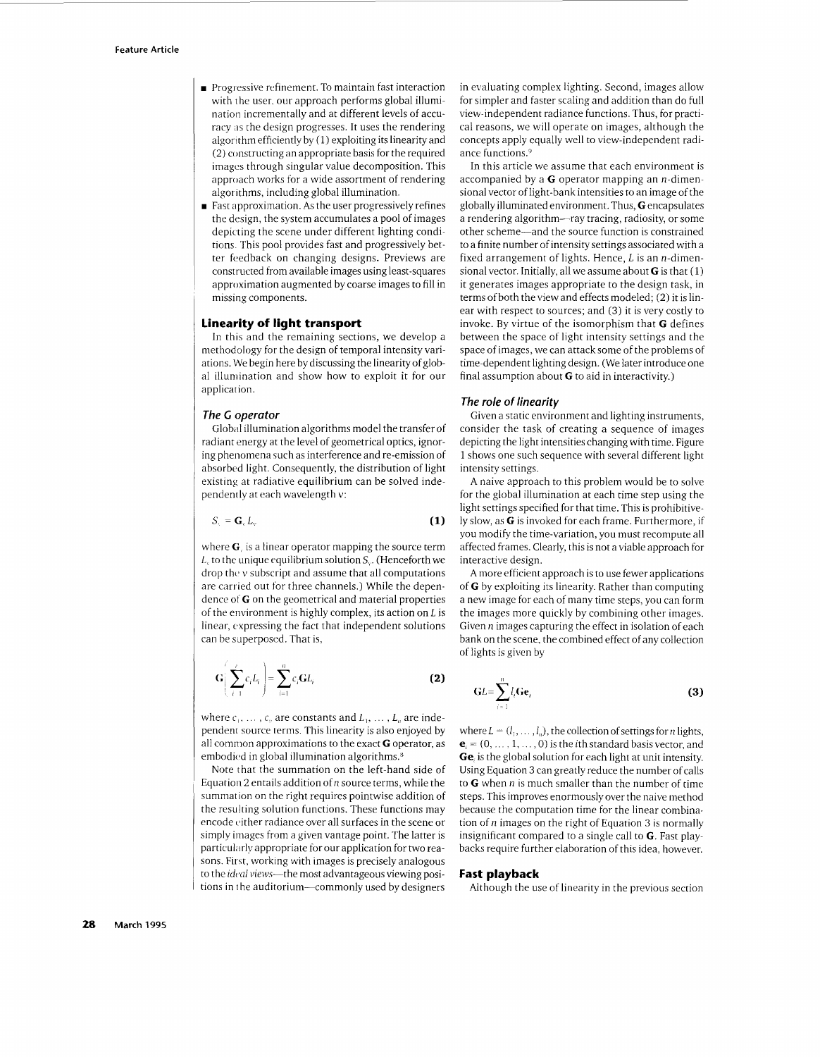- Progressive refinement. To maintain fast interaction with the user, our approach performs global illumination incrementally and at different levels of accuracy as the design progresses. It uses the rendering algorithm efficiently by (1) exploiting its linearity and (2) constructing an appropriate basis for the required images through singular value decomposition. This approach works for a wide assortment of rendering algorithms, including global illumination.
- Fast approximation. As the user progressively refines the design, the system accumulates a pool of images depicting the scene under different lighting conditions. This pool provides fast and progressively better feedback on changing designs. Previews are constructed from available images using least-squares approximation augmented by coarse images to fill in missing components.

## Linearity of light transport

In this and the remaining sections, we develop a methodology for the design of temporal intensity variations. We begin here by discussing the linearity of global illumination and show how to exploit it for our application.

### The G operator

Global illumination algorithms model the transfer of radiant energy at the level of geometrical optics, ignoring phenomena such as interference and re-emission of absorbed light. Consequently, the distribution of light existing at radiative equilibrium can be solved independently at each wavelength $\nu$:

$$S_\nu = \mathbf{G}_\nu L_\nu \qquad \textbf{(1)}$$

where $\mathbf{G}_\nu$ is a linear operator mapping the source term $L_\nu$ to the unique equilibrium solution $S_\nu$. (Henceforth we drop the $\nu$ subscript and assume that all computations are carried out for three channels.) While the dependence of $\mathbf{G}$ on the geometrical and material properties of the environment is highly complex, its action on $L$ is linear, expressing the fact that independent solutions can be superposed. That is,

$$\mathbf{G}\left(\sum_{i=1}^{n} c_i L_i\right) = \sum_{i=1}^{n} c_i \mathbf{G} L_i \qquad \textbf{(2)}$$

where $c_1, \ldots, c_n$ are constants and $L_1, \ldots, L_n$ are independent source terms. This linearity is also enjoyed by all common approximations to the exact $\mathbf{G}$ operator, as embodied in global illumination algorithms.[8]

Note that the summation on the left-hand side of Equation 2 entails addition of $n$ source terms, while the summation on the right requires pointwise addition of the resulting solution functions. These functions may encode either radiance over all surfaces in the scene or simply images from a given vantage point. The latter is particularly appropriate for our application for two reasons. First, working with images is precisely analogous to the *ideal views*—the most advantageous viewing positions in the auditorium—commonly used by designers in evaluating complex lighting. Second, images allow for simpler and faster scaling and addition than do full view-independent radiance functions. Thus, for practical reasons, we will operate on images, although the concepts apply equally well to view-independent radiance functions.[9]

In this article we assume that each environment is accompanied by a $\mathbf{G}$ operator mapping an $n$-dimensional vector of light-bank intensities to an image of the globally illuminated environment. Thus, $\mathbf{G}$ encapsulates a rendering algorithm—ray tracing, radiosity, or some other scheme—and the source function is constrained to a finite number of intensity settings associated with a fixed arrangement of lights. Hence, $L$ is an $n$-dimensional vector. Initially, all we assume about $\mathbf{G}$ is that (1) it generates images appropriate to the design task, in terms of both the view and effects modeled; (2) it is linear with respect to sources; and (3) it is very costly to invoke. By virtue of the isomorphism that $\mathbf{G}$ defines between the space of light intensity settings and the space of images, we can attack some of the problems of time-dependent lighting design. (We later introduce one final assumption about $\mathbf{G}$ to aid in interactivity.)

### The role of linearity

Given a static environment and lighting instruments, consider the task of creating a sequence of images depicting the light intensities changing with time. Figure 1 shows one such sequence with several different light intensity settings.

A naive approach to this problem would be to solve for the global illumination at each time step using the light settings specified for that time. This is prohibitively slow, as $\mathbf{G}$ is invoked for each frame. Furthermore, if you modify the time-variation, you must recompute all affected frames. Clearly, this is not a viable approach for interactive design.

A more efficient approach is to use fewer applications of $\mathbf{G}$ by exploiting its linearity. Rather than computing a new image for each of many time steps, you can form the images more quickly by combining other images. Given $n$ images capturing the effect in isolation of each bank on the scene, the combined effect of any collection of lights is given by

$$\mathbf{G}L = \sum_{i=1}^{n} l_i \mathbf{G}\mathbf{e}_i \qquad \textbf{(3)}$$

where $L = (l_1, \ldots, l_n)$, the collection of settings for $n$ lights, $\mathbf{e}_i = (0, \ldots, 1, \ldots, 0)$ is the $i$th standard basis vector, and $\mathbf{G}\mathbf{e}_i$ is the global solution for each light at unit intensity. Using Equation 3 can greatly reduce the number of calls to $\mathbf{G}$ when $n$ is much smaller than the number of time steps. This improves enormously over the naive method because the computation time for the linear combination of $n$ images on the right of Equation 3 is normally insignificant compared to a single call to $\mathbf{G}$. Fast playbacks require further elaboration of this idea, however.

## Fast playback

Although the use of linearity in the previous section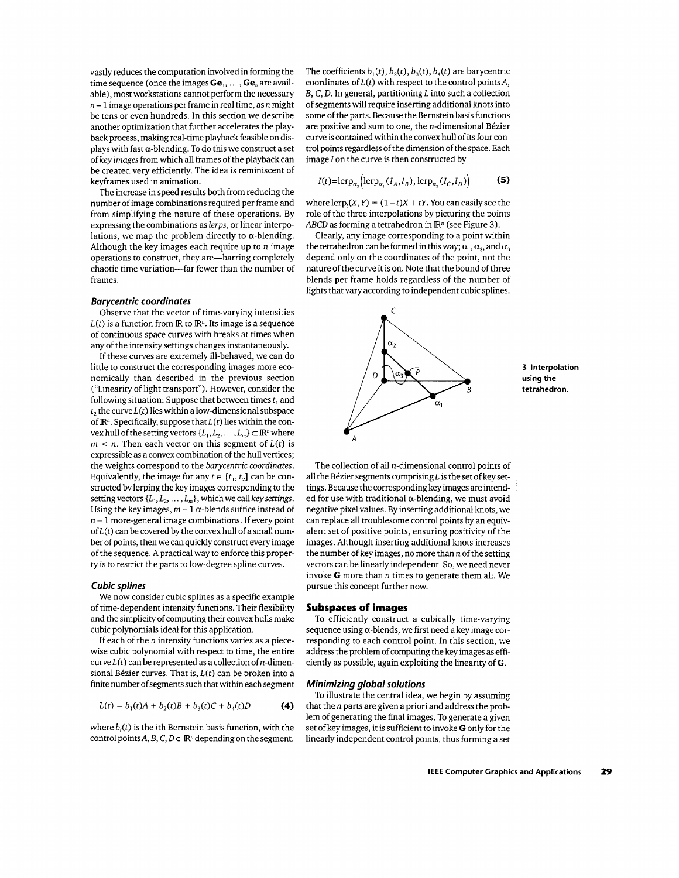vastly reduces the computation involved in forming the time sequence (once the images $\mathbf{G}\mathbf{e}_1, \ldots, \mathbf{G}\mathbf{e}_n$ are available), most workstations cannot perform the necessary $n-1$ image operations per frame in real time, as $n$ might be tens or even hundreds. In this section we describe another optimization that further accelerates the playback process, making real-time playback feasible on displays with fast α-blending. To do this we construct a set of *key images* from which all frames of the playback can be created very efficiently. The idea is reminiscent of keyframes used in animation.

The increase in speed results both from reducing the number of image combinations required per frame and from simplifying the nature of these operations. By expressing the combinations as *lerps*, or linear interpolations, we map the problem directly to α-blending. Although the key images each require up to $n$ image operations to construct, they are—barring completely chaotic time variation—far fewer than the number of frames.

### Barycentric coordinates

Observe that the vector of time-varying intensities $L(t)$ is a function from $\mathbb{R}$ to $\mathbb{R}^n$. Its image is a sequence of continuous space curves with breaks at times when any of the intensity settings changes instantaneously.

If these curves are extremely ill-behaved, we can do little to construct the corresponding images more economically than described in the previous section ("Linearity of light transport"). However, consider the following situation: Suppose that between times $t_1$ and $t_2$ the curve $L(t)$ lies within a low-dimensional subspace of $\mathbb{R}^n$. Specifically, suppose that $L(t)$ lies within the convex hull of the setting vectors $\{L_1, L_2, \ldots, L_m\} \subset \mathbb{R}^n$ where $m < n$. Then each vector on this segment of $L(t)$ is expressible as a convex combination of the hull vertices; the weights correspond to the *barycentric coordinates*. Equivalently, the image for any $t \in [t_1, t_2]$ can be constructed by lerping the key images corresponding to the setting vectors $\{L_1, L_2, \ldots, L_m\}$, which we call *key settings*. Using the key images, $m-1$ α-blends suffice instead of $n-1$ more-general image combinations. If every point of $L(t)$ can be covered by the convex hull of a small number of points, then we can quickly construct every image of the sequence. A practical way to enforce this property is to restrict the parts to low-degree spline curves.

### Cubic splines

We now consider cubic splines as a specific example of time-dependent intensity functions. Their flexibility and the simplicity of computing their convex hulls make cubic polynomials ideal for this application.

If each of the $n$ intensity functions varies as a piecewise cubic polynomial with respect to time, the entire curve $L(t)$ can be represented as a collection of $n$-dimensional Bézier curves. That is, $L(t)$ can be broken into a finite number of segments such that within each segment

$$L(t) = b_1(t)A + b_2(t)B + b_3(t)C + b_4(t)D \tag{4}$$

where $b_i(t)$ is the $i$th Bernstein basis function, with the control points $A, B, C, D \in \mathbb{R}^n$ depending on the segment. The coefficients $b_1(t), b_2(t), b_3(t), b_4(t)$ are barycentric coordinates of $L(t)$ with respect to the control points $A$, $B$, $C$, $D$. In general, partitioning $L$ into such a collection of segments will require inserting additional knots into some of the parts. Because the Bernstein basis functions are positive and sum to one, the $n$-dimensional Bézier curve is contained within the convex hull of its four control points regardless of the dimension of the space. Each image $I$ on the curve is then constructed by

$$I(t) = \text{lerp}_{\alpha_3}\left(\text{lerp}_{\alpha_1}(I_A, I_B), \text{lerp}_{\alpha_2}(I_C, I_D)\right) \tag{5}$$

where $\text{lerp}_t(X, Y) = (1-t)X + tY$. You can easily see the role of the three interpolations by picturing the points $ABCD$ as forming a tetrahedron in $\mathbb{R}^n$ (see Figure 3).

Clearly, any image corresponding to a point within the tetrahedron can be formed in this way; $\alpha_1$, $\alpha_2$, and $\alpha_3$ depend only on the coordinates of the point, not the nature of the curve it is on. Note that the bound of three blends per frame holds regardless of the number of lights that vary according to independent cubic splines.

3 Interpolation using the tetrahedron.

The collection of all $n$-dimensional control points of all the Bézier segments comprising $L$ is the set of key settings. Because the corresponding key images are intended for use with traditional α-blending, we must avoid negative pixel values. By inserting additional knots, we can replace all troublesome control points by an equivalent set of positive points, ensuring positivity of the images. Although inserting additional knots increases the number of key images, no more than $n$ of the setting vectors can be linearly independent. So, we need never invoke $\mathbf{G}$ more than $n$ times to generate them all. We pursue this concept further now.

## Subspaces of images

To efficiently construct a cubically time-varying sequence using α-blends, we first need a key image corresponding to each control point. In this section, we address the problem of computing the key images as efficiently as possible, again exploiting the linearity of $\mathbf{G}$.

### Minimizing global solutions

To illustrate the central idea, we begin by assuming that the $n$ parts are given a priori and address the problem of generating the final images. To generate a given set of key images, it is sufficient to invoke $\mathbf{G}$ only for the linearly independent control points, thus forming a set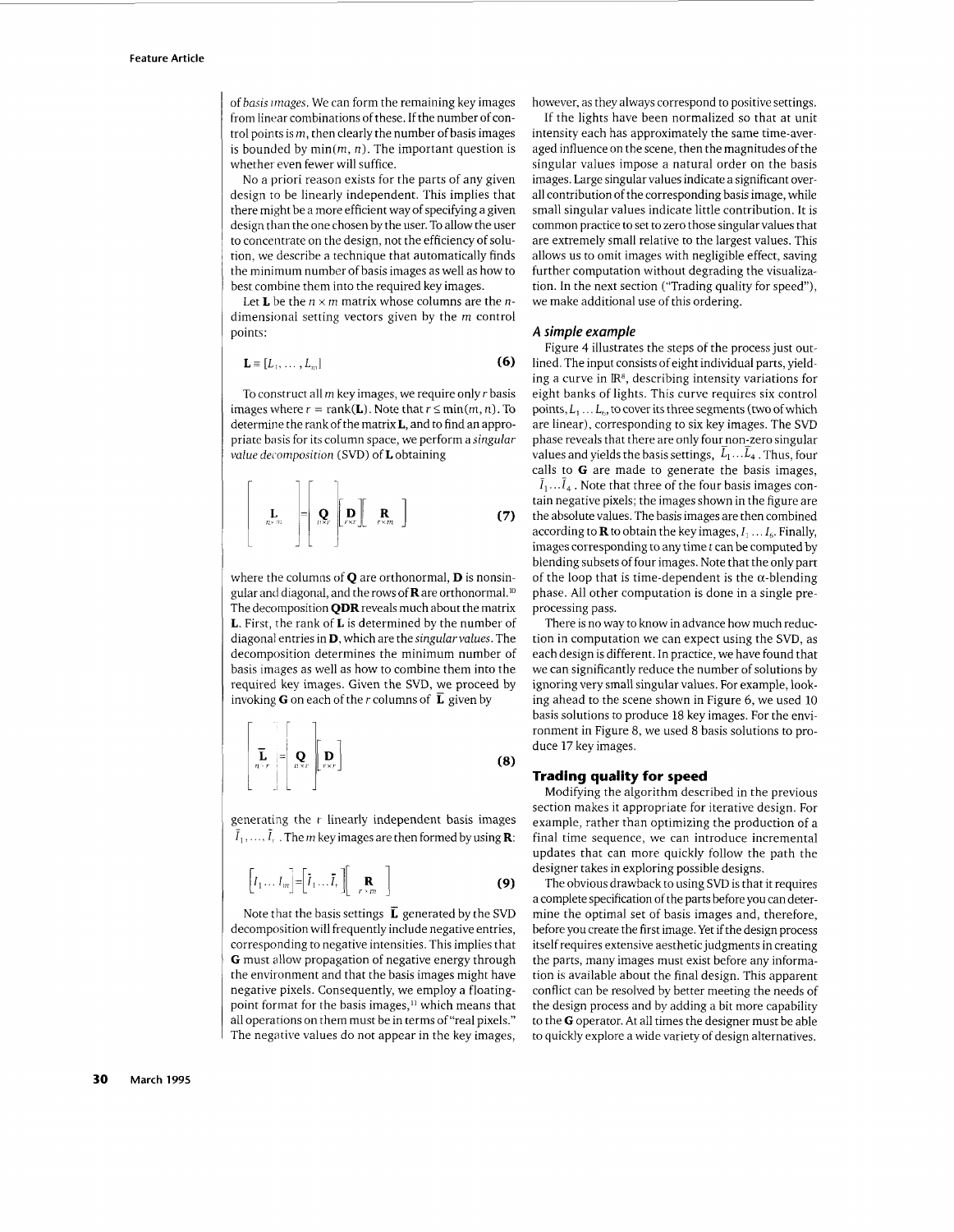of *basis images*. We can form the remaining key images from linear combinations of these. If the number of control points is $m$, then clearly the number of basis images is bounded by $\min(m, n)$. The important question is whether even fewer will suffice.

No a priori reason exists for the parts of any given design to be linearly independent. This implies that there might be a more efficient way of specifying a given design than the one chosen by the user. To allow the user to concentrate on the design, not the efficiency of solution, we describe a technique that automatically finds the minimum number of basis images as well as how to best combine them into the required key images.

Let $\mathbf{L}$ be the $n \times m$ matrix whose columns are the $n$-dimensional setting vectors given by the $m$ control points:

$$\mathbf{L} \equiv [L_1, \ldots, L_m] \tag{6}$$

To construct all $m$ key images, we require only $r$ basis images where $r = \text{rank}(\mathbf{L})$. Note that $r \leq \min(m, n)$. To determine the rank of the matrix $\mathbf{L}$, and to find an appropriate basis for its column space, we perform a *singular value decomposition* (SVD) of $\mathbf{L}$ obtaining

$$\left[ \underset{n \times m}{\mathbf{L}} \right] = \left[ \underset{n \times r}{\mathbf{Q}} \right] \left[ \underset{r \times r}{\mathbf{D}} \right] \left[ \underset{r \times m}{\mathbf{R}} \right] \tag{7}$$

where the columns of $\mathbf{Q}$ are orthonormal, $\mathbf{D}$ is nonsingular and diagonal, and the rows of $\mathbf{R}$ are orthonormal.[10] The decomposition $\mathbf{QDR}$ reveals much about the matrix $\mathbf{L}$. First, the rank of $\mathbf{L}$ is determined by the number of diagonal entries in $\mathbf{D}$, which are the *singular values*. The decomposition determines the minimum number of basis images as well as how to combine them into the required key images. Given the SVD, we proceed by invoking $\mathbf{G}$ on each of the $r$ columns of $\bar{\mathbf{L}}$ given by

$$\left[ \underset{n \times r}{\bar{\mathbf{L}}} \right] = \left[ \underset{n \times r}{\mathbf{Q}} \right] \left[ \underset{r \times r}{\mathbf{D}} \right] \tag{8}$$

generating the $r$ linearly independent basis images $\bar{I}_1, \ldots, \bar{I}_r$. The $m$ key images are then formed by using $\mathbf{R}$:

$$\left[ I_1 \ldots I_m \right] = \left[ \bar{I}_1 \ldots \bar{I}_r \right] \left[ \underset{r \times m}{\mathbf{R}} \right] \tag{9}$$

Note that the basis settings $\bar{\mathbf{L}}$ generated by the SVD decomposition will frequently include negative entries, corresponding to negative intensities. This implies that $\mathbf{G}$ must allow propagation of negative energy through the environment and that the basis images might have negative pixels. Consequently, we employ a floating-point format for the basis images,[11] which means that all operations on them must be in terms of "real pixels." The negative values do not appear in the key images, however, as they always correspond to positive settings.

If the lights have been normalized so that at unit intensity each has approximately the same time-averaged influence on the scene, then the magnitudes of the singular values impose a natural order on the basis images. Large singular values indicate a significant overall contribution of the corresponding basis image, while small singular values indicate little contribution. It is common practice to set to zero those singular values that are extremely small relative to the largest values. This allows us to omit images with negligible effect, saving further computation without degrading the visualization. In the next section ("Trading quality for speed"), we make additional use of this ordering.

### A simple example

Figure 4 illustrates the steps of the process just outlined. The input consists of eight individual parts, yielding a curve in $\mathbb{R}^8$, describing intensity variations for eight banks of lights. This curve requires six control points, $L_1 \ldots L_6$, to cover its three segments (two of which are linear), corresponding to six key images. The SVD phase reveals that there are only four non-zero singular values and yields the basis settings, $\bar{L}_1 \ldots \bar{L}_4$. Thus, four calls to $\mathbf{G}$ are made to generate the basis images, $\bar{I}_1 \ldots \bar{I}_4$. Note that three of the four basis images contain negative pixels; the images shown in the figure are the absolute values. The basis images are then combined according to $\mathbf{R}$ to obtain the key images, $I_1 \ldots I_6$. Finally, images corresponding to any time $t$ can be computed by blending subsets of four images. Note that the only part of the loop that is time-dependent is the $\alpha$-blending phase. All other computation is done in a single preprocessing pass.

There is no way to know in advance how much reduction in computation we can expect using the SVD, as each design is different. In practice, we have found that we can significantly reduce the number of solutions by ignoring very small singular values. For example, looking ahead to the scene shown in Figure 6, we used 10 basis solutions to produce 18 key images. For the environment in Figure 8, we used 8 basis solutions to produce 17 key images.

## Trading quality for speed

Modifying the algorithm described in the previous section makes it appropriate for iterative design. For example, rather than optimizing the production of a final time sequence, we can introduce incremental updates that can more quickly follow the path the designer takes in exploring possible designs.

The obvious drawback to using SVD is that it requires a complete specification of the parts before you can determine the optimal set of basis images and, therefore, before you create the first image. Yet if the design process itself requires extensive aesthetic judgments in creating the parts, many images must exist before any information is available about the final design. This apparent conflict can be resolved by better meeting the needs of the design process and by adding a bit more capability to the $\mathbf{G}$ operator. At all times the designer must be able to quickly explore a wide variety of design alternatives.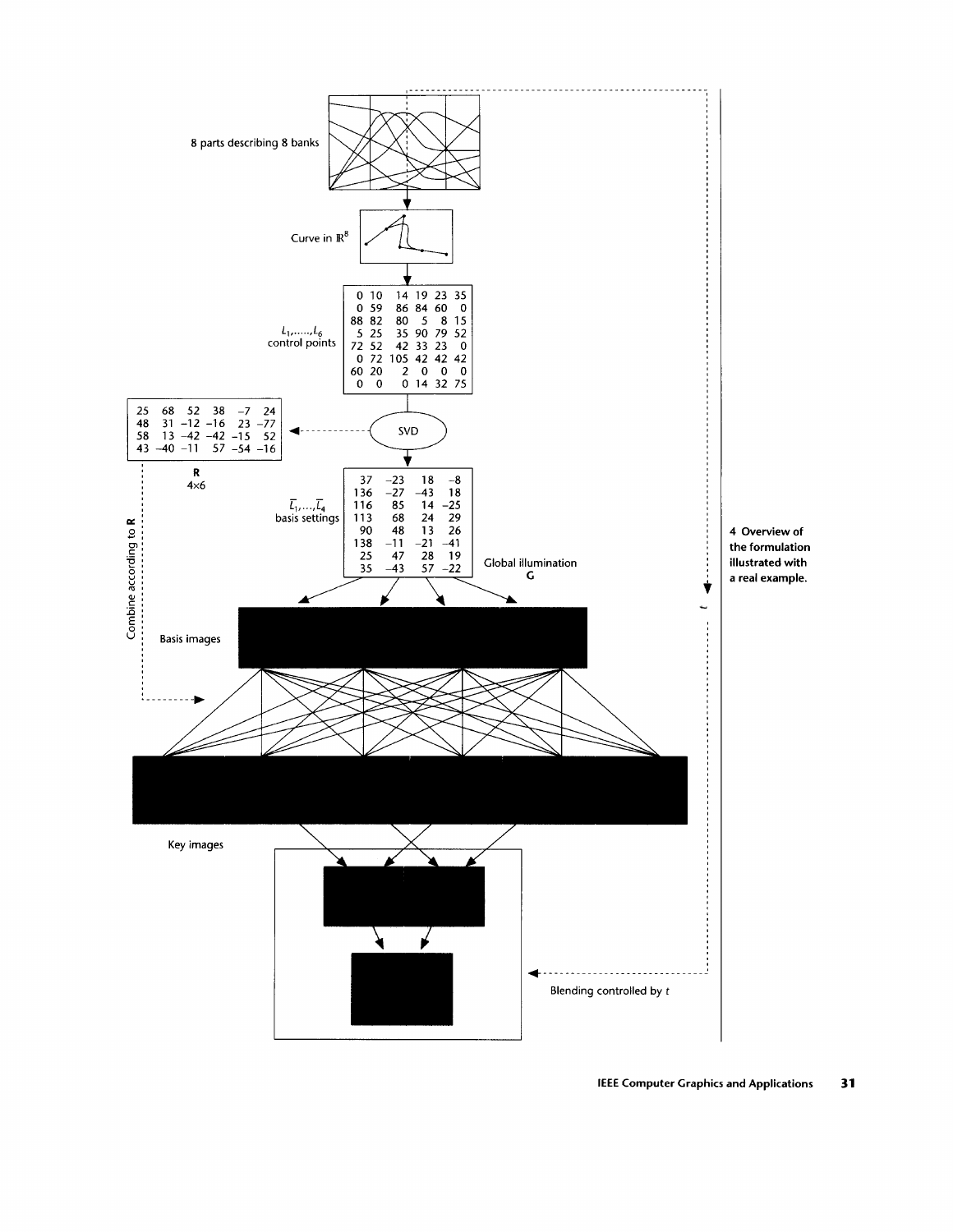8 parts describing 8 banks

Curve in $\mathbb{R}^8$

$L_1, \ldots, L_6$ control points

| | | | | | |
|---|---|---|---|---|---|
| 0 | 10 | 14 | 19 | 23 | 35 |
| 0 | 59 | 86 | 84 | 60 | 0 |
| 88 | 82 | 80 | 5 | 8 | 15 |
| 5 | 25 | 35 | 90 | 79 | 52 |
| 72 | 52 | 42 | 33 | 23 | 0 |
| 0 | 72 | 105 | 42 | 42 | 42 |
| 60 | 20 | 2 | 0 | 0 | 0 |
| 0 | 0 | 0 | 14 | 32 | 75 |

SVD

**R**
4×6

| | | | | | |
|---|---|---|---|---|---|
| 25 | 68 | 52 | 38 | −7 | 24 |
| 48 | 31 | −12 | −16 | 23 | −77 |
| 58 | 13 | −42 | −42 | −15 | 52 |
| 43 | −40 | −11 | 57 | −54 | −16 |

$\bar{L}_1, \ldots, \bar{L}_4$ basis settings

| | | | |
|---|---|---|---|
| 37 | −23 | 18 | −8 |
| 136 | −27 | −43 | 18 |
| 116 | 85 | 14 | −25 |
| 113 | 68 | 24 | 29 |
| 90 | 48 | 13 | 26 |
| 138 | −11 | −21 | −41 |
| 25 | 47 | 28 | 19 |
| 35 | −43 | 57 | −22 |

Global illumination
**G**

Combine according to **R**

Basis images

Key images

$t$

Blending controlled by $t$

**4 Overview of the formulation illustrated with a real example.**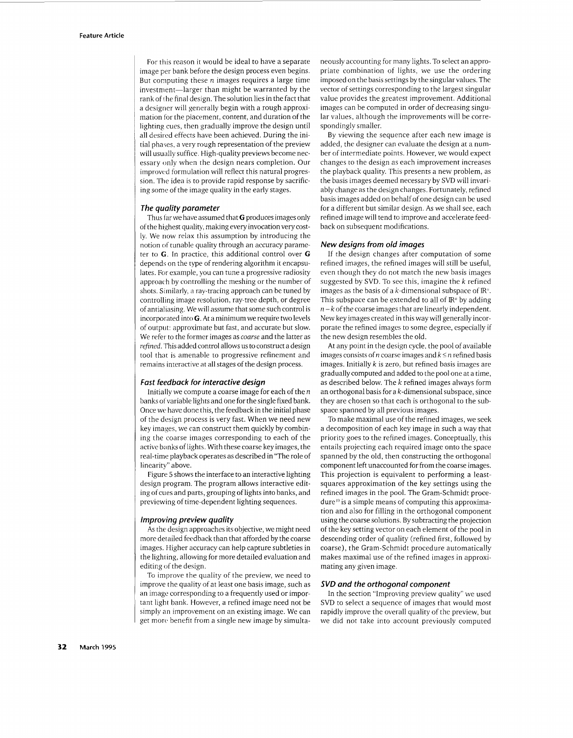For this reason it would be ideal to have a separate image per bank before the design process even begins. But computing these $n$ images requires a large time investment—larger than might be warranted by the rank of the final design. The solution lies in the fact that a designer will generally begin with a rough approximation for the placement, content, and duration of the lighting cues, then gradually improve the design until all desired effects have been achieved. During the initial phases, a very rough representation of the preview will usually suffice. High-quality previews become necessary only when the design nears completion. Our improved formulation will reflect this natural progression. The idea is to provide rapid response by sacrificing some of the image quality in the early stages.

### The quality parameter

Thus far we have assumed that **G** produces images only of the highest quality, making every invocation very costly. We now relax this assumption by introducing the notion of tunable quality through an accuracy parameter to **G**. In practice, this additional control over **G** depends on the type of rendering algorithm it encapsulates. For example, you can tune a progressive radiosity approach by controlling the meshing or the number of shots. Similarly, a ray-tracing approach can be tuned by controlling image resolution, ray-tree depth, or degree of antialiasing. We will assume that some such control is incorporated into **G**. At a minimum we require two levels of output: approximate but fast, and accurate but slow. We refer to the former images as *coarse* and the latter as *refined*. This added control allows us to construct a design tool that is amenable to progressive refinement and remains interactive at all stages of the design process.

### Fast feedback for interactive design

Initially we compute a coarse image for each of the $n$ banks of variable lights and one for the single fixed bank. Once we have done this, the feedback in the initial phase of the design process is very fast. When we need new key images, we can construct them quickly by combining the coarse images corresponding to each of the active banks of lights. With these coarse key images, the real-time playback operates as described in "The role of linearity" above.

Figure 5 shows the interface to an interactive lighting design program. The program allows interactive editing of cues and parts, grouping of lights into banks, and previewing of time-dependent lighting sequences.

### Improving preview quality

As the design approaches its objective, we might need more detailed feedback than that afforded by the coarse images. Higher accuracy can help capture subtleties in the lighting, allowing for more detailed evaluation and editing of the design.

To improve the quality of the preview, we need to improve the quality of at least one basis image, such as an image corresponding to a frequently used or important light bank. However, a refined image need not be simply an improvement on an existing image. We can get more benefit from a single new image by simultaneously accounting for many lights. To select an appropriate combination of lights, we use the ordering imposed on the basis settings by the singular values. The vector of settings corresponding to the largest singular value provides the greatest improvement. Additional images can be computed in order of decreasing singular values, although the improvements will be correspondingly smaller.

By viewing the sequence after each new image is added, the designer can evaluate the design at a number of intermediate points. However, we would expect changes to the design as each improvement increases the playback quality. This presents a new problem, as the basis images deemed necessary by SVD will invariably change as the design changes. Fortunately, refined basis images added on behalf of one design can be used for a different but similar design. As we shall see, each refined image will tend to improve and accelerate feedback on subsequent modifications.

### New designs from old images

If the design changes after computation of some refined images, the refined images will still be useful, even though they do not match the new basis images suggested by SVD. To see this, imagine the $k$ refined images as the basis of a $k$-dimensional subspace of $\mathbb{R}^n$. This subspace can be extended to all of $\mathbb{R}^n$ by adding $n-k$ of the coarse images that are linearly independent. New key images created in this way will generally incorporate the refined images to some degree, especially if the new design resembles the old.

At any point in the design cycle, the pool of available images consists of $n$ coarse images and $k \leq n$ refined basis images. Initially $k$ is zero, but refined basis images are gradually computed and added to the pool one at a time, as described below. The $k$ refined images always form an orthogonal basis for a $k$-dimensional subspace, since they are chosen so that each is orthogonal to the subspace spanned by all previous images.

To make maximal use of the refined images, we seek a decomposition of each key image in such a way that priority goes to the refined images. Conceptually, this entails projecting each required image onto the space spanned by the old, then constructing the orthogonal component left unaccounted for from the coarse images. This projection is equivalent to performing a least-squares approximation of the key settings using the refined images in the pool. The Gram-Schmidt procedure[10] is a simple means of computing this approximation and also for filling in the orthogonal component using the coarse solutions. By subtracting the projection of the key setting vector on each element of the pool in descending order of quality (refined first, followed by coarse), the Gram-Schmidt procedure automatically makes maximal use of the refined images in approximating any given image.

### SVD and the orthogonal component

In the section "Improving preview quality" we used SVD to select a sequence of images that would most rapidly improve the overall quality of the preview, but we did not take into account previously computed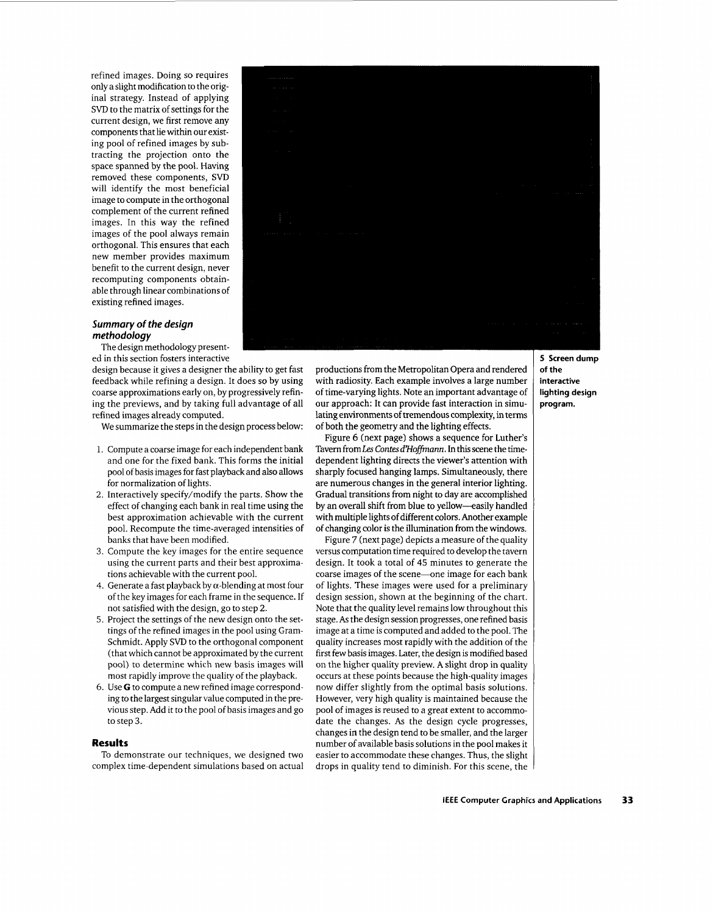refined images. Doing so requires only a slight modification to the original strategy. Instead of applying SVD to the matrix of settings for the current design, we first remove any components that lie within our existing pool of refined images by subtracting the projection onto the space spanned by the pool. Having removed these components, SVD will identify the most beneficial image to compute in the orthogonal complement of the current refined images. In this way the refined images of the pool always remain orthogonal. This ensures that each new member provides maximum benefit to the current design, never recomputing components obtainable through linear combinations of existing refined images.

### *Summary of the design methodology*

The design methodology presented in this section fosters interactive design because it gives a designer the ability to get fast feedback while refining a design. It does so by using coarse approximations early on, by progressively refining the previews, and by taking full advantage of all refined images already computed.

We summarize the steps in the design process below:

1. Compute a coarse image for each independent bank and one for the fixed bank. This forms the initial pool of basis images for fast playback and also allows for normalization of lights.
2. Interactively specify/modify the parts. Show the effect of changing each bank in real time using the best approximation achievable with the current pool. Recompute the time-averaged intensities of banks that have been modified.
3. Compute the key images for the entire sequence using the current parts and their best approximations achievable with the current pool.
4. Generate a fast playback by $\alpha$-blending at most four of the key images for each frame in the sequence. If not satisfied with the design, go to step 2.
5. Project the settings of the new design onto the settings of the refined images in the pool using Gram-Schmidt. Apply SVD to the orthogonal component (that which cannot be approximated by the current pool) to determine which new basis images will most rapidly improve the quality of the playback.
6. Use **G** to compute a new refined image corresponding to the largest singular value computed in the previous step. Add it to the pool of basis images and go to step 3.

## Results

To demonstrate our techniques, we designed two complex time-dependent simulations based on actual productions from the Metropolitan Opera and rendered with radiosity. Each example involves a large number of time-varying lights. Note an important advantage of our approach: It can provide fast interaction in simulating environments of tremendous complexity, in terms of both the geometry and the lighting effects.

Figure 6 (next page) shows a sequence for Luther's Tavern from *Les Contes d'Hoffmann*. In this scene the time-dependent lighting directs the viewer's attention with sharply focused hanging lamps. Simultaneously, there are numerous changes in the general interior lighting. Gradual transitions from night to day are accomplished by an overall shift from blue to yellow—easily handled with multiple lights of different colors. Another example of changing color is the illumination from the windows.

Figure 7 (next page) depicts a measure of the quality versus computation time required to develop the tavern design. It took a total of 45 minutes to generate the coarse images of the scene—one image for each bank of lights. These images were used for a preliminary design session, shown at the beginning of the chart. Note that the quality level remains low throughout this stage. As the design session progresses, one refined basis image at a time is computed and added to the pool. The quality increases most rapidly with the addition of the first few basis images. Later, the design is modified based on the higher quality preview. A slight drop in quality occurs at these points because the high-quality images now differ slightly from the optimal basis solutions. However, very high quality is maintained because the pool of images is reused to a great extent to accommodate the changes. As the design cycle progresses, changes in the design tend to be smaller, and the larger number of available basis solutions in the pool makes it easier to accommodate these changes. Thus, the slight drops in quality tend to diminish. For this scene, the

**5 Screen dump of the interactive lighting design program.**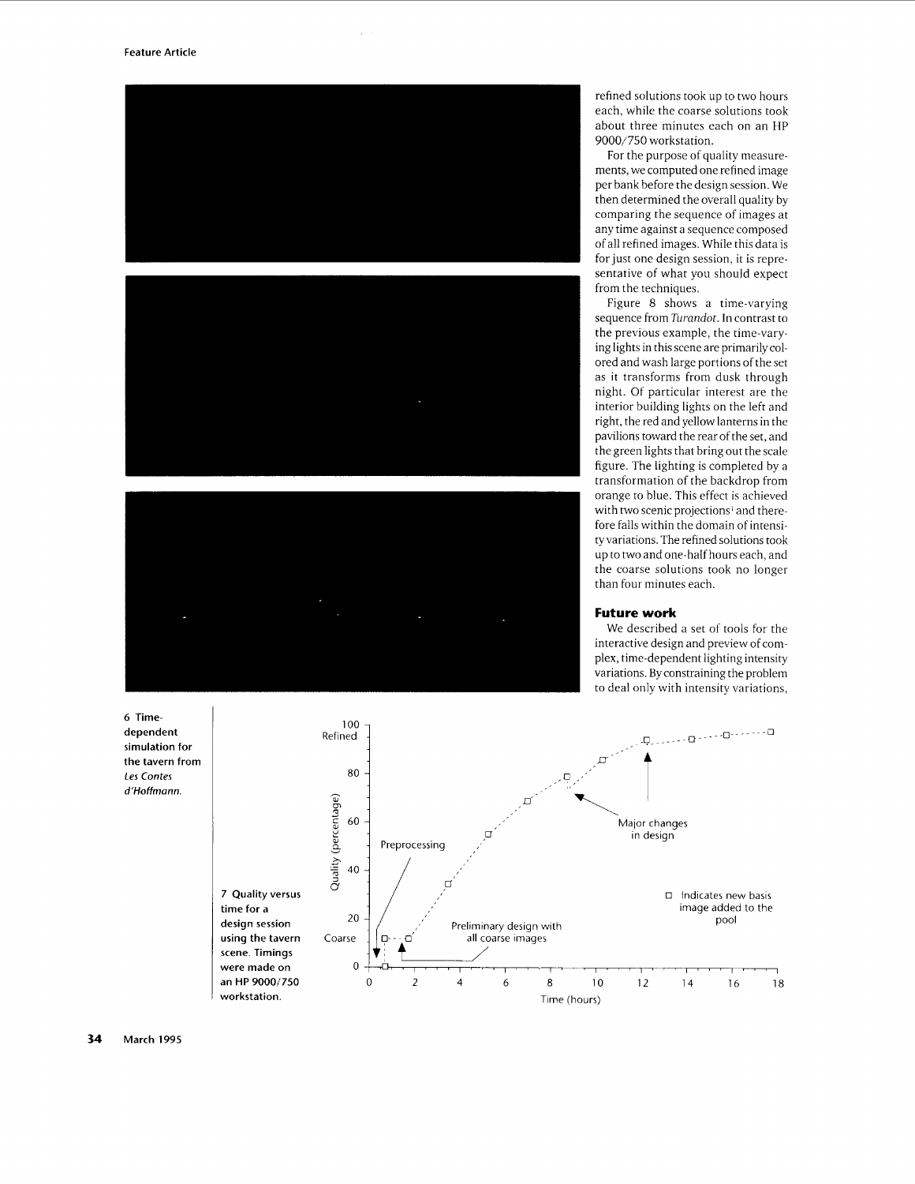refined solutions took up to two hours each, while the coarse solutions took about three minutes each on an HP 9000/750 workstation.

For the purpose of quality measurements, we computed one refined image per bank before the design session. We then determined the overall quality by comparing the sequence of images at any time against a sequence composed of all refined images. While this data is for just one design session, it is representative of what you should expect from the techniques.

Figure 8 shows a time-varying sequence from *Turandot*. In contrast to the previous example, the time-varying lights in this scene are primarily colored and wash large portions of the set as it transforms from dusk through night. Of particular interest are the interior building lights on the left and right, the red and yellow lanterns in the pavilions toward the rear of the set, and the green lights that bring out the scale figure. The lighting is completed by a transformation of the backdrop from orange to blue. This effect is achieved with two scenic projections[1] and therefore falls within the domain of intensity variations. The refined solutions took up to two and one-half hours each, and the coarse solutions took no longer than four minutes each.

## Future work

We described a set of tools for the interactive design and preview of complex, time-dependent lighting intensity variations. By constraining the problem to deal only with intensity variations,

**6 Time-dependent simulation for the tavern from *Les Contes d'Hoffmann*.**

**7 Quality versus time for a design session using the tavern scene. Timings were made on an HP 9000/750 workstation.**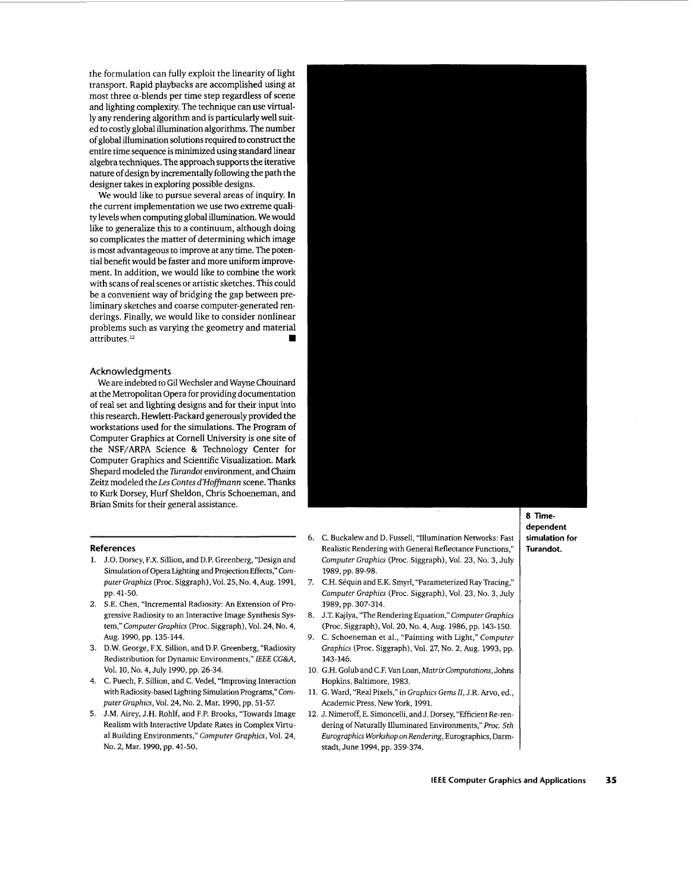the formulation can fully exploit the linearity of light transport. Rapid playbacks are accomplished using at most three α-blends per time step regardless of scene and lighting complexity. The technique can use virtually any rendering algorithm and is particularly well suited to costly global illumination algorithms. The number of global illumination solutions required to construct the entire time sequence is minimized using standard linear algebra techniques. The approach supports the iterative nature of design by incrementally following the path the designer takes in exploring possible designs.

We would like to pursue several areas of inquiry. In the current implementation we use two extreme quality levels when computing global illumination. We would like to generalize this to a continuum, although doing so complicates the matter of determining which image is most advantageous to improve at any time. The potential benefit would be faster and more uniform improvement. In addition, we would like to combine the work with scans of real scenes or artistic sketches. This could be a convenient way of bridging the gap between preliminary sketches and coarse computer-generated renderings. Finally, we would like to consider nonlinear problems such as varying the geometry and material attributes.[12] ■

## Acknowledgments

We are indebted to Gil Wechsler and Wayne Chouinard at the Metropolitan Opera for providing documentation of real set and lighting designs and for their input into this research. Hewlett-Packard generously provided the workstations used for the simulations. The Program of Computer Graphics at Cornell University is one site of the NSF/ARPA Science & Technology Center for Computer Graphics and Scientific Visualization. Mark Shepard modeled the *Turandot* environment, and Chaim Zeitz modeled the *Les Contes d'Hoffmann* scene. Thanks to Kurk Dorsey, Hurf Sheldon, Chris Schoeneman, and Brian Smits for their general assistance.

**8 Time-dependent simulation for Turandot.**

## References

1. J.O. Dorsey, F.X. Sillion, and D.P. Greenberg, "Design and Simulation of Opera Lighting and Projection Effects," *Computer Graphics* (Proc. Siggraph), Vol. 25, No. 4, Aug. 1991, pp. 41-50.
2. S.E. Chen, "Incremental Radiosity: An Extension of Progressive Radiosity to an Interactive Image Synthesis System," *Computer Graphics* (Proc. Siggraph), Vol. 24, No. 4, Aug. 1990, pp. 135-144.
3. D.W. George, F.X. Sillion, and D.P. Greenberg, "Radiosity Redistribution for Dynamic Environments," *IEEE CG&A*, Vol. 10, No. 4, July 1990, pp. 26-34.
4. C. Puech, F. Sillion, and C. Vedel, "Improving Interaction with Radiosity-based Lighting Simulation Programs," *Computer Graphics*, Vol. 24, No. 2, Mar. 1990, pp. 51-57.
5. J.M. Airey, J.H. Rohlf, and F.P. Brooks, "Towards Image Realism with Interactive Update Rates in Complex Virtual Building Environments," *Computer Graphics*, Vol. 24, No. 2, Mar. 1990, pp. 41-50.
6. C. Buckalew and D. Fussell, "Illumination Networks: Fast Realistic Rendering with General Reflectance Functions," *Computer Graphics* (Proc. Siggraph), Vol. 23, No. 3, July 1989, pp. 89-98.
7. C.H. Séquin and E.K. Smyrl, "Parameterized Ray Tracing," *Computer Graphics* (Proc. Siggraph), Vol. 23, No. 3, July 1989, pp. 307-314.
8. J.T. Kajiya, "The Rendering Equation," *Computer Graphics* (Proc. Siggraph), Vol. 20, No. 4, Aug. 1986, pp. 143-150.
9. C. Schoeneman et al., "Painting with Light," *Computer Graphics* (Proc. Siggraph), Vol. 27, No. 2, Aug. 1993, pp. 143-146.
10. G.H. Golub and C.F. Van Loan, *Matrix Computations*, Johns Hopkins, Baltimore, 1983.
11. G. Ward, "Real Pixels," in *Graphics Gems II*, J.R. Arvo, ed., Academic Press, New York, 1991.
12. J. Nimeroff, E. Simoncelli, and J. Dorsey, "Efficient Re-rendering of Naturally Illuminated Environments," *Proc. 5th Eurographics Workshop on Rendering*, Eurographics, Darmstadt, June 1994, pp. 359-374.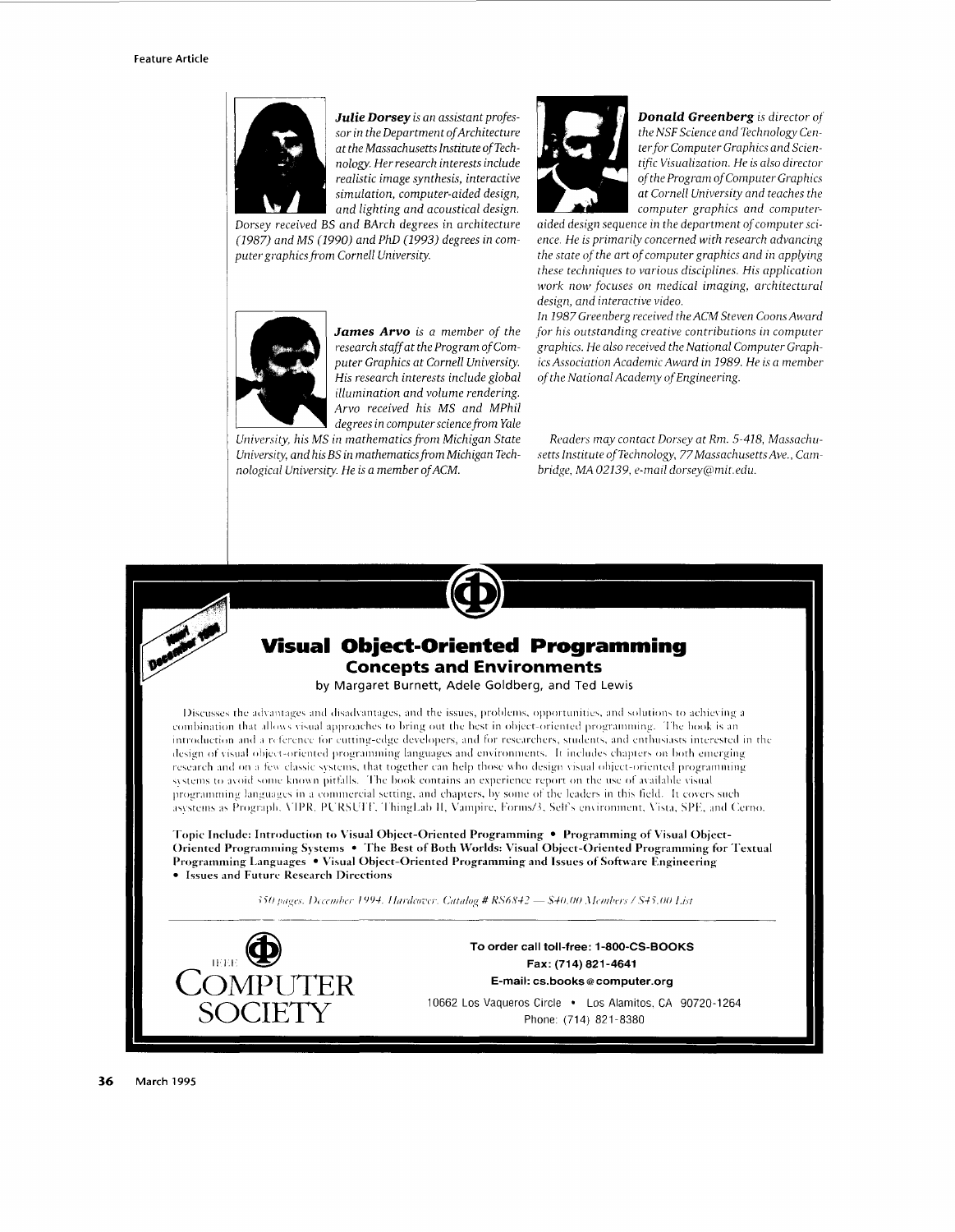*Julie Dorsey is an assistant professor in the Department of Architecture at the Massachusetts Institute of Technology. Her research interests include realistic image synthesis, interactive simulation, computer-aided design, and lighting and acoustical design. Dorsey received BS and BArch degrees in architecture (1987) and MS (1990) and PhD (1993) degrees in computer graphics from Cornell University.*

*James Arvo is a member of the research staff at the Program of Computer Graphics at Cornell University. His research interests include global illumination and volume rendering. Arvo received his MS and MPhil degrees in computer science from Yale University, his MS in mathematics from Michigan State University, and his BS in mathematics from Michigan Technological University. He is a member of ACM.*

*Donald Greenberg is director of the NSF Science and Technology Center for Computer Graphics and Scientific Visualization. He is also director of the Program of Computer Graphics at Cornell University and teaches the computer graphics and computer-aided design sequence in the department of computer science. He is primarily concerned with research advancing the state of the art of computer graphics and in applying these techniques to various disciplines. His application work now focuses on medical imaging, architectural design, and interactive video.*

*In 1987 Greenberg received the ACM Steven Coons Award for his outstanding creative contributions in computer graphics. He also received the National Computer Graphics Association Academic Award in 1989. He is a member of the National Academy of Engineering.*

*Readers may contact Dorsey at Rm. 5-418, Massachusetts Institute of Technology, 77 Massachusetts Ave., Cambridge, MA 02139, e-mail dorsey@mit.edu.*

---

New! December 1994

# Visual Object-Oriented Programming
## Concepts and Environments

by Margaret Burnett, Adele Goldberg, and Ted Lewis

Discusses the advantages and disadvantages, and the issues, problems, opportunities, and solutions to achieving a combination that allows visual approaches to bring out the best in object-oriented programming. The book is an introduction and a reference for cutting-edge developers, and for researchers, students, and enthusiasts interested in the design of visual object-oriented programming languages and environments. It includes chapters on both emerging research and on a few classic systems, that together can help those who design visual object-oriented programming systems to avoid some known pitfalls. The book contains an experience report on the use of available visual programming languages in a commercial setting, and chapters, by some of the leaders in this field. It covers such asystems as Prograph, VIPR, PURSUIT, ThingLab II, Vampire, Forms/3, Self's environment, Vista, SPE, and Cerno.

**Topic Include: Introduction to Visual Object-Oriented Programming • Programming of Visual Object-Oriented Programming Systems • The Best of Both Worlds: Visual Object-Oriented Programming for Textual Programming Languages • Visual Object-Oriented Programming and Issues of Software Engineering • Issues and Future Research Directions**

*350 pages. December 1994. Hardcover. Catalog # RS6842 — $40.00 Members / $45.00 List*

IEEE COMPUTER SOCIETY

**To order call toll-free: 1-800-CS-BOOKS**
**Fax: (714) 821-4641**
**E-mail: cs.books@computer.org**

10662 Los Vaqueros Circle • Los Alamitos, CA 90720-1264
Phone: (714) 821-8380